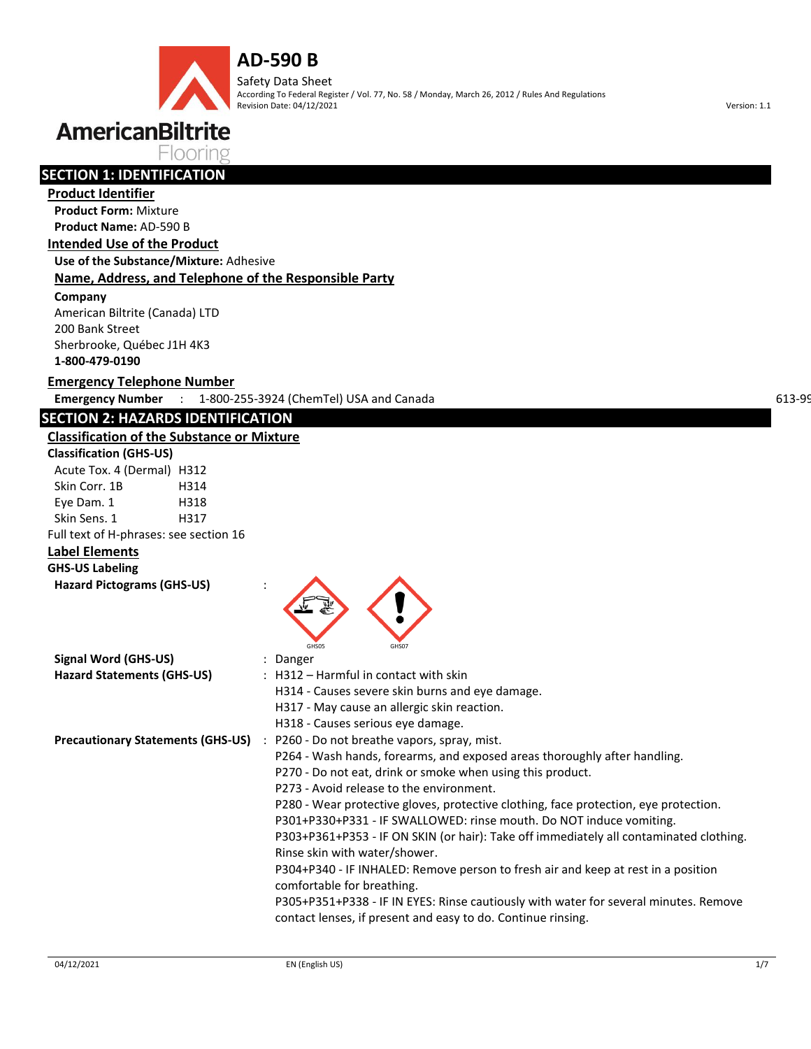# AD-590 B

Safety Data Sheet

According To Federal Register / Vol. 77, No. 58 / Monday, March 26, 2012 / Rules And Regulations

Revision Date: 04/12/2021

Version: 1.1

AmericanBiltrite Flooring

## SECTION 1: IDENTIFICATION

### Product Identifier

**Product Form:** Mixture

**Product Name:** AD-590 B

### Intended Use of the Product

**Use of the Substance/Mixture:** Adhesive

### Name, Address, and Telephone of the Responsible Party

**Company**

American Biltrite (Canada) LTD
200 Bank Street
Sherbrooke, Québec J1H 4K3
**1-800-479-0190**

### Emergency Telephone Number

**Emergency Number** : 1-800-255-3924 (ChemTel) USA and Canada 613-99

## SECTION 2: HAZARDS IDENTIFICATION

### Classification of the Substance or Mixture

**Classification (GHS-US)**

| | |
|---|---|
| Acute Tox. 4 (Dermal) | H312 |
| Skin Corr. 1B | H314 |
| Eye Dam. 1 | H318 |
| Skin Sens. 1 | H317 |

Full text of H-phrases: see section 16

### Label Elements

**GHS-US Labeling**

**Hazard Pictograms (GHS-US)** :

GHS05 GHS07

**Signal Word (GHS-US)** : Danger

**Hazard Statements (GHS-US)** :
H312 – Harmful in contact with skin
H314 - Causes severe skin burns and eye damage.
H317 - May cause an allergic skin reaction.
H318 - Causes serious eye damage.

**Precautionary Statements (GHS-US)** :
P260 - Do not breathe vapors, spray, mist.
P264 - Wash hands, forearms, and exposed areas thoroughly after handling.
P270 - Do not eat, drink or smoke when using this product.
P273 - Avoid release to the environment.
P280 - Wear protective gloves, protective clothing, face protection, eye protection.
P301+P330+P331 - IF SWALLOWED: rinse mouth. Do NOT induce vomiting.
P303+P361+P353 - IF ON SKIN (or hair): Take off immediately all contaminated clothing. Rinse skin with water/shower.
P304+P340 - IF INHALED: Remove person to fresh air and keep at rest in a position comfortable for breathing.
P305+P351+P338 - IF IN EYES: Rinse cautiously with water for several minutes. Remove contact lenses, if present and easy to do. Continue rinsing.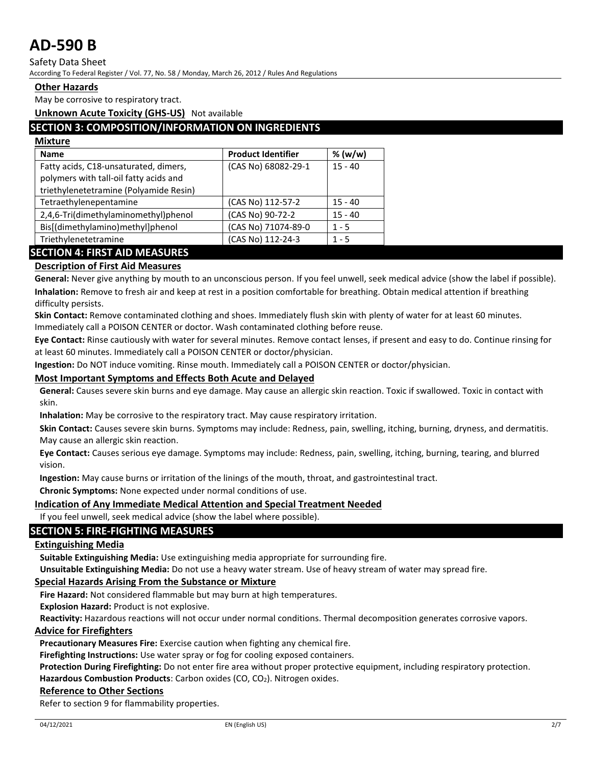### Other Hazards

May be corrosive to respiratory tract.

**Unknown Acute Toxicity (GHS-US)** Not available

## SECTION 3: COMPOSITION/INFORMATION ON INGREDIENTS

### Mixture

| Name | Product Identifier | % (w/w) |
|---|---|---|
| Fatty acids, C18-unsaturated, dimers, polymers with tall-oil fatty acids and triethylenetetramine (Polyamide Resin) | (CAS No) 68082-29-1 | 15 - 40 |
| Tetraethylenepentamine | (CAS No) 112-57-2 | 15 - 40 |
| 2,4,6-Tri(dimethylaminomethyl)phenol | (CAS No) 90-72-2 | 15 - 40 |
| Bis[(dimethylamino)methyl]phenol | (CAS No) 71074-89-0 | 1 - 5 |
| Triethylenetetramine | (CAS No) 112-24-3 | 1 - 5 |

## SECTION 4: FIRST AID MEASURES

### Description of First Aid Measures

**General:** Never give anything by mouth to an unconscious person. If you feel unwell, seek medical advice (show the label if possible).

**Inhalation:** Remove to fresh air and keep at rest in a position comfortable for breathing. Obtain medical attention if breathing difficulty persists.

**Skin Contact:** Remove contaminated clothing and shoes. Immediately flush skin with plenty of water for at least 60 minutes. Immediately call a POISON CENTER or doctor. Wash contaminated clothing before reuse.

**Eye Contact:** Rinse cautiously with water for several minutes. Remove contact lenses, if present and easy to do. Continue rinsing for at least 60 minutes. Immediately call a POISON CENTER or doctor/physician.

**Ingestion:** Do NOT induce vomiting. Rinse mouth. Immediately call a POISON CENTER or doctor/physician.

### Most Important Symptoms and Effects Both Acute and Delayed

**General:** Causes severe skin burns and eye damage. May cause an allergic skin reaction. Toxic if swallowed. Toxic in contact with skin.

**Inhalation:** May be corrosive to the respiratory tract. May cause respiratory irritation.

**Skin Contact:** Causes severe skin burns. Symptoms may include: Redness, pain, swelling, itching, burning, dryness, and dermatitis. May cause an allergic skin reaction.

**Eye Contact:** Causes serious eye damage. Symptoms may include: Redness, pain, swelling, itching, burning, tearing, and blurred vision.

**Ingestion:** May cause burns or irritation of the linings of the mouth, throat, and gastrointestinal tract.

**Chronic Symptoms:** None expected under normal conditions of use.

### Indication of Any Immediate Medical Attention and Special Treatment Needed

If you feel unwell, seek medical advice (show the label where possible).

## SECTION 5: FIRE-FIGHTING MEASURES

### Extinguishing Media

**Suitable Extinguishing Media:** Use extinguishing media appropriate for surrounding fire.

**Unsuitable Extinguishing Media:** Do not use a heavy water stream. Use of heavy stream of water may spread fire.

### Special Hazards Arising From the Substance or Mixture

**Fire Hazard:** Not considered flammable but may burn at high temperatures.

**Explosion Hazard:** Product is not explosive.

**Reactivity:** Hazardous reactions will not occur under normal conditions. Thermal decomposition generates corrosive vapors.

### Advice for Firefighters

**Precautionary Measures Fire:** Exercise caution when fighting any chemical fire.

**Firefighting Instructions:** Use water spray or fog for cooling exposed containers.

**Protection During Firefighting:** Do not enter fire area without proper protective equipment, including respiratory protection.

**Hazardous Combustion Products**: Carbon oxides (CO, $CO_2$). Nitrogen oxides.

### Reference to Other Sections

Refer to section 9 for flammability properties.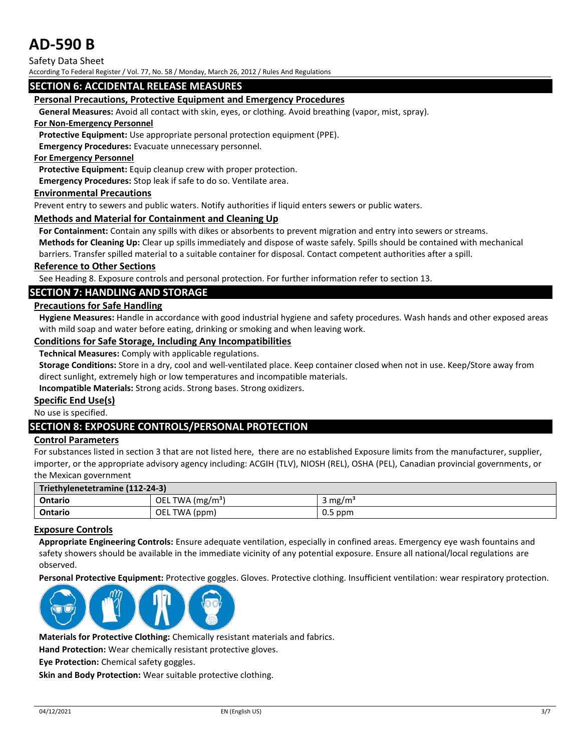## SECTION 6: ACCIDENTAL RELEASE MEASURES

### Personal Precautions, Protective Equipment and Emergency Procedures

**General Measures:** Avoid all contact with skin, eyes, or clothing. Avoid breathing (vapor, mist, spray).

#### For Non-Emergency Personnel

**Protective Equipment:** Use appropriate personal protection equipment (PPE).

**Emergency Procedures:** Evacuate unnecessary personnel.

#### For Emergency Personnel

**Protective Equipment:** Equip cleanup crew with proper protection.

**Emergency Procedures:** Stop leak if safe to do so. Ventilate area.

### Environmental Precautions

Prevent entry to sewers and public waters. Notify authorities if liquid enters sewers or public waters.

### Methods and Material for Containment and Cleaning Up

**For Containment:** Contain any spills with dikes or absorbents to prevent migration and entry into sewers or streams.

**Methods for Cleaning Up:** Clear up spills immediately and dispose of waste safely. Spills should be contained with mechanical barriers. Transfer spilled material to a suitable container for disposal. Contact competent authorities after a spill.

### Reference to Other Sections

See Heading 8. Exposure controls and personal protection. For further information refer to section 13.

## SECTION 7: HANDLING AND STORAGE

### Precautions for Safe Handling

**Hygiene Measures:** Handle in accordance with good industrial hygiene and safety procedures. Wash hands and other exposed areas with mild soap and water before eating, drinking or smoking and when leaving work.

### Conditions for Safe Storage, Including Any Incompatibilities

**Technical Measures:** Comply with applicable regulations.

**Storage Conditions:** Store in a dry, cool and well-ventilated place. Keep container closed when not in use. Keep/Store away from direct sunlight, extremely high or low temperatures and incompatible materials.

**Incompatible Materials:** Strong acids. Strong bases. Strong oxidizers.

### Specific End Use(s)

No use is specified.

## SECTION 8: EXPOSURE CONTROLS/PERSONAL PROTECTION

### Control Parameters

For substances listed in section 3 that are not listed here, there are no established Exposure limits from the manufacturer, supplier, importer, or the appropriate advisory agency including: ACGIH (TLV), NIOSH (REL), OSHA (PEL), Canadian provincial governments, or the Mexican government

| Triethylenetetramine (112-24-3) | | |
|---|---|---|
| Ontario | OEL TWA ($mg/m^3$) | 3 $mg/m^3$ |
| Ontario | OEL TWA (ppm) | 0.5 ppm |

### Exposure Controls

**Appropriate Engineering Controls:** Ensure adequate ventilation, especially in confined areas. Emergency eye wash fountains and safety showers should be available in the immediate vicinity of any potential exposure. Ensure all national/local regulations are observed.

**Personal Protective Equipment:** Protective goggles. Gloves. Protective clothing. Insufficient ventilation: wear respiratory protection.

**Materials for Protective Clothing:** Chemically resistant materials and fabrics.

**Hand Protection:** Wear chemically resistant protective gloves.

**Eye Protection:** Chemical safety goggles.

**Skin and Body Protection:** Wear suitable protective clothing.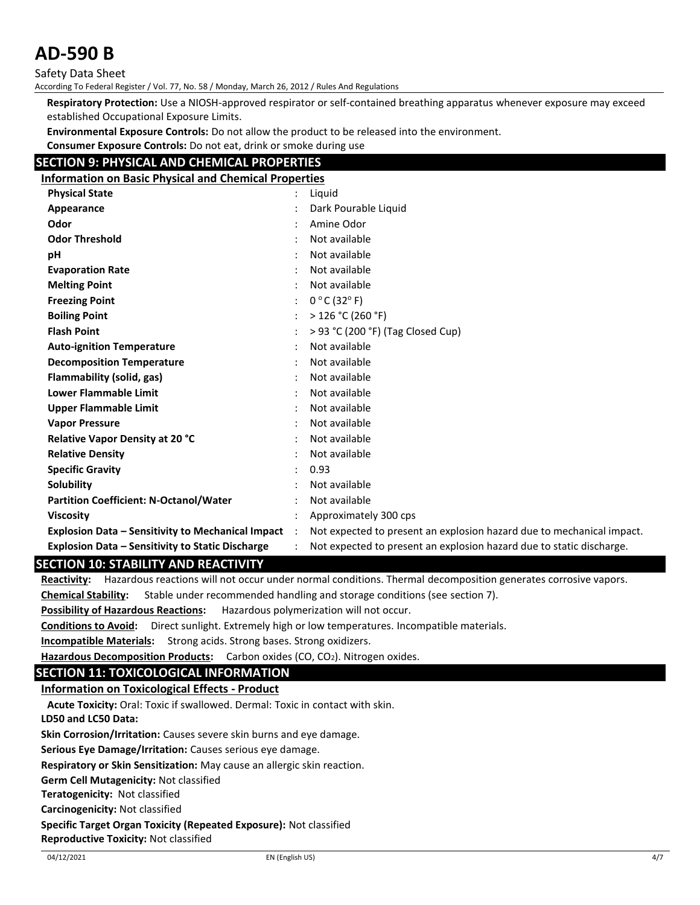**Respiratory Protection:** Use a NIOSH-approved respirator or self-contained breathing apparatus whenever exposure may exceed established Occupational Exposure Limits.

**Environmental Exposure Controls:** Do not allow the product to be released into the environment.

**Consumer Exposure Controls:** Do not eat, drink or smoke during use

## SECTION 9: PHYSICAL AND CHEMICAL PROPERTIES

### Information on Basic Physical and Chemical Properties

| | | |
|---|---|---|
| **Physical State** | : | Liquid |
| **Appearance** | : | Dark Pourable Liquid |
| **Odor** | : | Amine Odor |
| **Odor Threshold** | : | Not available |
| **pH** | : | Not available |
| **Evaporation Rate** | : | Not available |
| **Melting Point** | : | Not available |
| **Freezing Point** | : | 0 °C (32° F) |
| **Boiling Point** | : | > 126 °C (260 °F) |
| **Flash Point** | : | > 93 °C (200 °F) (Tag Closed Cup) |
| **Auto-ignition Temperature** | : | Not available |
| **Decomposition Temperature** | : | Not available |
| **Flammability (solid, gas)** | : | Not available |
| **Lower Flammable Limit** | : | Not available |
| **Upper Flammable Limit** | : | Not available |
| **Vapor Pressure** | : | Not available |
| **Relative Vapor Density at 20 °C** | : | Not available |
| **Relative Density** | : | Not available |
| **Specific Gravity** | : | 0.93 |
| **Solubility** | : | Not available |
| **Partition Coefficient: N-Octanol/Water** | : | Not available |
| **Viscosity** | : | Approximately 300 cps |
| **Explosion Data – Sensitivity to Mechanical Impact** | : | Not expected to present an explosion hazard due to mechanical impact. |
| **Explosion Data – Sensitivity to Static Discharge** | : | Not expected to present an explosion hazard due to static discharge. |

## SECTION 10: STABILITY AND REACTIVITY

**Reactivity:** Hazardous reactions will not occur under normal conditions. Thermal decomposition generates corrosive vapors.

**Chemical Stability:** Stable under recommended handling and storage conditions (see section 7).

**Possibility of Hazardous Reactions:** Hazardous polymerization will not occur.

**Conditions to Avoid:** Direct sunlight. Extremely high or low temperatures. Incompatible materials.

**Incompatible Materials:** Strong acids. Strong bases. Strong oxidizers.

**Hazardous Decomposition Products:** Carbon oxides ($CO$, $CO_2$). Nitrogen oxides.

## SECTION 11: TOXICOLOGICAL INFORMATION

### Information on Toxicological Effects - Product

**Acute Toxicity:** Oral: Toxic if swallowed. Dermal: Toxic in contact with skin.

**LD50 and LC50 Data:**

**Skin Corrosion/Irritation:** Causes severe skin burns and eye damage.

**Serious Eye Damage/Irritation:** Causes serious eye damage.

**Respiratory or Skin Sensitization:** May cause an allergic skin reaction.

**Germ Cell Mutagenicity:** Not classified

**Teratogenicity:** Not classified

**Carcinogenicity:** Not classified

**Specific Target Organ Toxicity (Repeated Exposure):** Not classified

**Reproductive Toxicity:** Not classified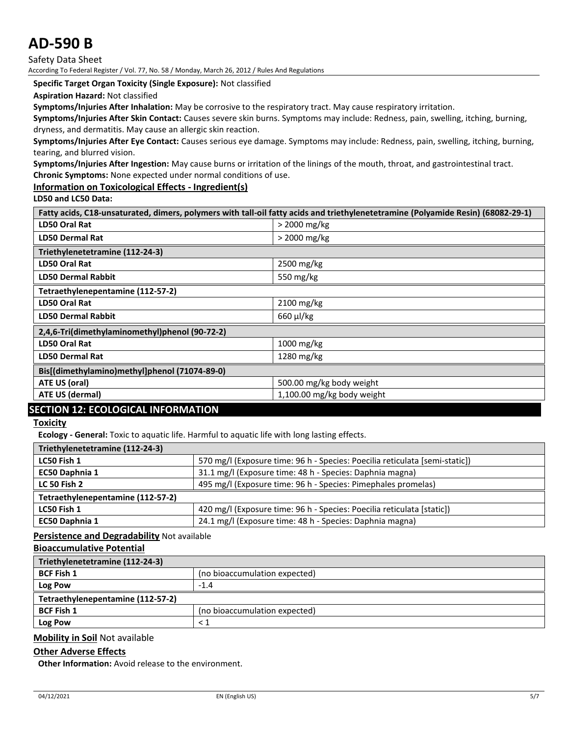**Specific Target Organ Toxicity (Single Exposure):** Not classified

**Aspiration Hazard:** Not classified

**Symptoms/Injuries After Inhalation:** May be corrosive to the respiratory tract. May cause respiratory irritation.

**Symptoms/Injuries After Skin Contact:** Causes severe skin burns. Symptoms may include: Redness, pain, swelling, itching, burning, dryness, and dermatitis. May cause an allergic skin reaction.

**Symptoms/Injuries After Eye Contact:** Causes serious eye damage. Symptoms may include: Redness, pain, swelling, itching, burning, tearing, and blurred vision.

**Symptoms/Injuries After Ingestion:** May cause burns or irritation of the linings of the mouth, throat, and gastrointestinal tract.

**Chronic Symptoms:** None expected under normal conditions of use.

**Information on Toxicological Effects - Ingredient(s)**

**LD50 and LC50 Data:**

| Fatty acids, C18-unsaturated, dimers, polymers with tall-oil fatty acids and triethylenetetramine (Polyamide Resin) (68082-29-1) | |
|---|---|
| **LD50 Oral Rat** | > 2000 mg/kg |
| **LD50 Dermal Rat** | > 2000 mg/kg |
| **Triethylenetetramine (112-24-3)** | |
| **LD50 Oral Rat** | 2500 mg/kg |
| **LD50 Dermal Rabbit** | 550 mg/kg |
| **Tetraethylenepentamine (112-57-2)** | |
| **LD50 Oral Rat** | 2100 mg/kg |
| **LD50 Dermal Rabbit** | 660 µl/kg |
| **2,4,6-Tri(dimethylaminomethyl)phenol (90-72-2)** | |
| **LD50 Oral Rat** | 1000 mg/kg |
| **LD50 Dermal Rat** | 1280 mg/kg |
| **Bis[(dimethylamino)methyl]phenol (71074-89-0)** | |
| **ATE US (oral)** | 500.00 mg/kg body weight |
| **ATE US (dermal)** | 1,100.00 mg/kg body weight |

## SECTION 12: ECOLOGICAL INFORMATION

**Toxicity**

**Ecology - General:** Toxic to aquatic life. Harmful to aquatic life with long lasting effects.

| Triethylenetetramine (112-24-3) | |
|---|---|
| **LC50 Fish 1** | 570 mg/l (Exposure time: 96 h - Species: Poecilia reticulata [semi-static]) |
| **EC50 Daphnia 1** | 31.1 mg/l (Exposure time: 48 h - Species: Daphnia magna) |
| **LC 50 Fish 2** | 495 mg/l (Exposure time: 96 h - Species: Pimephales promelas) |
| **Tetraethylenepentamine (112-57-2)** | |
| **LC50 Fish 1** | 420 mg/l (Exposure time: 96 h - Species: Poecilia reticulata [static]) |
| **EC50 Daphnia 1** | 24.1 mg/l (Exposure time: 48 h - Species: Daphnia magna) |

**Persistence and Degradability** Not available

**Bioaccumulative Potential**

| Triethylenetetramine (112-24-3) | |
|---|---|
| **BCF Fish 1** | (no bioaccumulation expected) |
| **Log Pow** | -1.4 |
| **Tetraethylenepentamine (112-57-2)** | |
| **BCF Fish 1** | (no bioaccumulation expected) |
| **Log Pow** | < 1 |

**Mobility in Soil** Not available

**Other Adverse Effects**

**Other Information:** Avoid release to the environment.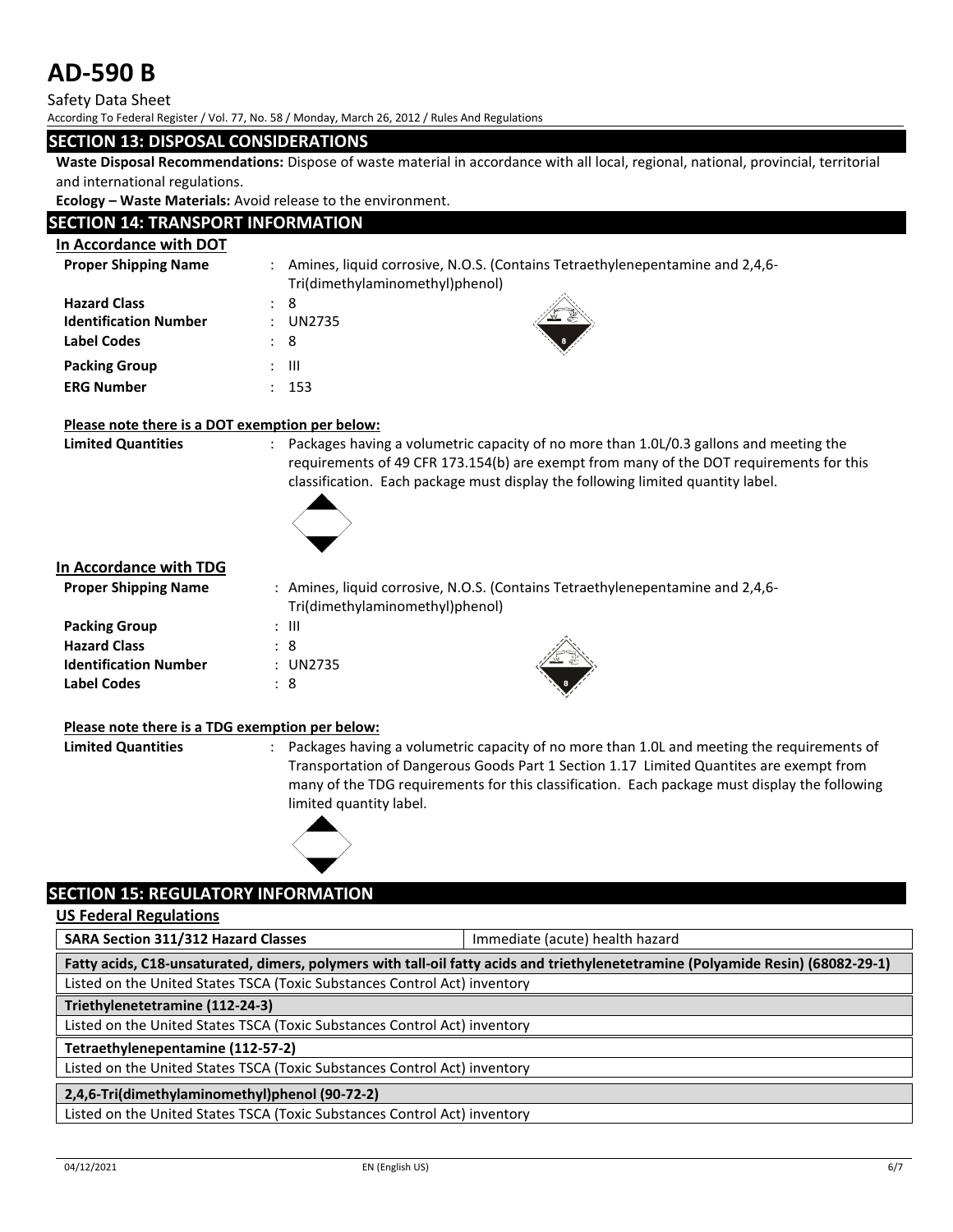## SECTION 13: DISPOSAL CONSIDERATIONS

**Waste Disposal Recommendations:** Dispose of waste material in accordance with all local, regional, national, provincial, territorial and international regulations.

**Ecology – Waste Materials:** Avoid release to the environment.

## SECTION 14: TRANSPORT INFORMATION

### In Accordance with DOT

**Proper Shipping Name** : Amines, liquid corrosive, N.O.S. (Contains Tetraethylenepentamine and 2,4,6-Tri(dimethylaminomethyl)phenol)

**Hazard Class** : 8

**Identification Number** : UN2735

**Label Codes** : 8

**Packing Group** : III

**ERG Number** : 153

**Please note there is a DOT exemption per below:**

**Limited Quantities** : Packages having a volumetric capacity of no more than 1.0L/0.3 gallons and meeting the requirements of 49 CFR 173.154(b) are exempt from many of the DOT requirements for this classification. Each package must display the following limited quantity label.

### In Accordance with TDG

**Proper Shipping Name** : Amines, liquid corrosive, N.O.S. (Contains Tetraethylenepentamine and 2,4,6-Tri(dimethylaminomethyl)phenol)

**Packing Group** : III

**Hazard Class** : 8

**Identification Number** : UN2735

**Label Codes** : 8

**Please note there is a TDG exemption per below:**

**Limited Quantities** : Packages having a volumetric capacity of no more than 1.0L and meeting the requirements of Transportation of Dangerous Goods Part 1 Section 1.17 Limited Quantites are exempt from many of the TDG requirements for this classification. Each package must display the following limited quantity label.

## SECTION 15: REGULATORY INFORMATION

### US Federal Regulations

| **SARA Section 311/312 Hazard Classes** | Immediate (acute) health hazard |
|---|---|

**Fatty acids, C18-unsaturated, dimers, polymers with tall-oil fatty acids and triethylenetetramine (Polyamide Resin) (68082-29-1)**

Listed on the United States TSCA (Toxic Substances Control Act) inventory

**Triethylenetetramine (112-24-3)**

Listed on the United States TSCA (Toxic Substances Control Act) inventory

**Tetraethylenepentamine (112-57-2)**

Listed on the United States TSCA (Toxic Substances Control Act) inventory

**2,4,6-Tri(dimethylaminomethyl)phenol (90-72-2)**

Listed on the United States TSCA (Toxic Substances Control Act) inventory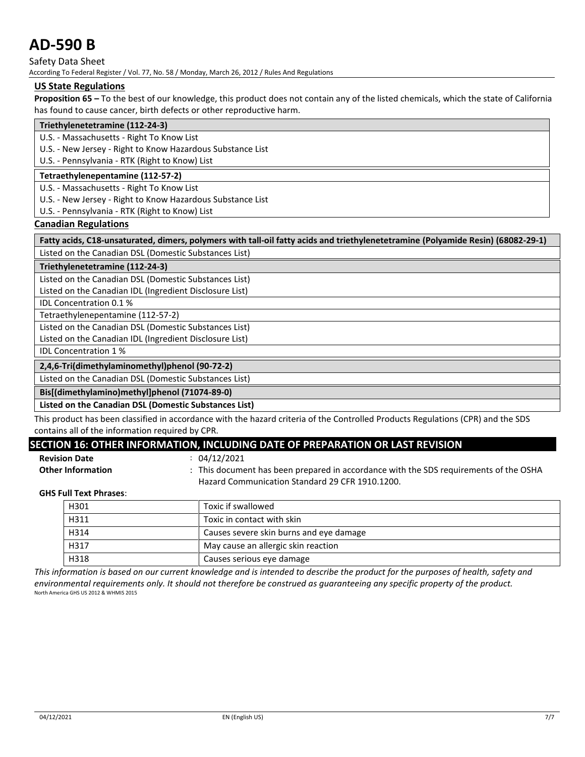### US State Regulations

**Proposition 65 –** To the best of our knowledge, this product does not contain any of the listed chemicals, which the state of California has found to cause cancer, birth defects or other reproductive harm.

| **Triethylenetetramine (112-24-3)** |
| --- |
| U.S. - Massachusetts - Right To Know List |
| U.S. - New Jersey - Right to Know Hazardous Substance List |
| U.S. - Pennsylvania - RTK (Right to Know) List |

| **Tetraethylenepentamine (112-57-2)** |
| --- |
| U.S. - Massachusetts - Right To Know List |
| U.S. - New Jersey - Right to Know Hazardous Substance List |
| U.S. - Pennsylvania - RTK (Right to Know) List |

### Canadian Regulations

| **Fatty acids, C18-unsaturated, dimers, polymers with tall-oil fatty acids and triethylenetetramine (Polyamide Resin) (68082-29-1)** |
| --- |
| Listed on the Canadian DSL (Domestic Substances List) |
| **Triethylenetetramine (112-24-3)** |
| Listed on the Canadian DSL (Domestic Substances List) |
| Listed on the Canadian IDL (Ingredient Disclosure List) |
| IDL Concentration 0.1 % |
| Tetraethylenepentamine (112-57-2) |
| Listed on the Canadian DSL (Domestic Substances List) |
| Listed on the Canadian IDL (Ingredient Disclosure List) |
| IDL Concentration 1 % |
| **2,4,6-Tri(dimethylaminomethyl)phenol (90-72-2)** |
| Listed on the Canadian DSL (Domestic Substances List) |
| **Bis[(dimethylamino)methyl]phenol (71074-89-0)** |
| **Listed on the Canadian DSL (Domestic Substances List)** |

This product has been classified in accordance with the hazard criteria of the Controlled Products Regulations (CPR) and the SDS contains all of the information required by CPR.

## SECTION 16: OTHER INFORMATION, INCLUDING DATE OF PREPARATION OR LAST REVISION

**Revision Date** : 04/12/2021

**Other Information** : This document has been prepared in accordance with the SDS requirements of the OSHA Hazard Communication Standard 29 CFR 1910.1200.

**GHS Full Text Phrases**:

| | |
| --- | --- |
| H301 | Toxic if swallowed |
| H311 | Toxic in contact with skin |
| H314 | Causes severe skin burns and eye damage |
| H317 | May cause an allergic skin reaction |
| H318 | Causes serious eye damage |

*This information is based on our current knowledge and is intended to describe the product for the purposes of health, safety and environmental requirements only. It should not therefore be construed as guaranteeing any specific property of the product.*

North America GHS US 2012 & WHMIS 2015